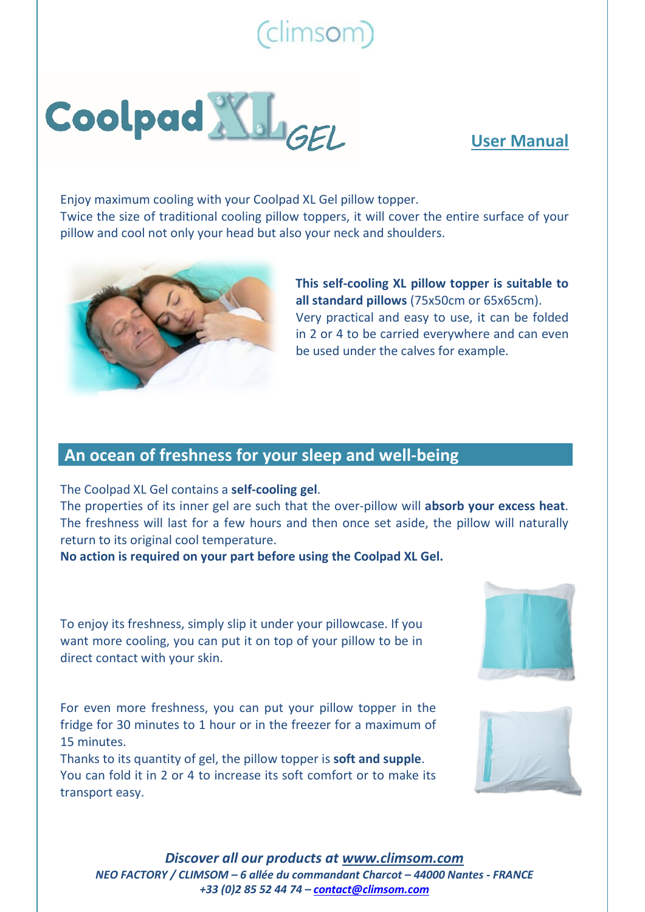(climsom)

# Coolpad XL GEL

**User Manual**

Enjoy maximum cooling with your Coolpad XL Gel pillow topper.
Twice the size of traditional cooling pillow toppers, it will cover the entire surface of your pillow and cool not only your head but also your neck and shoulders.

**This self-cooling XL pillow topper is suitable to all standard pillows** (75x50cm or 65x65cm).
Very practical and easy to use, it can be folded in 2 or 4 to be carried everywhere and can even be used under the calves for example.

## An ocean of freshness for your sleep and well-being

The Coolpad XL Gel contains a **self-cooling gel**.
The properties of its inner gel are such that the over-pillow will **absorb your excess heat**. The freshness will last for a few hours and then once set aside, the pillow will naturally return to its original cool temperature.
**No action is required on your part before using the Coolpad XL Gel.**

To enjoy its freshness, simply slip it under your pillowcase. If you want more cooling, you can put it on top of your pillow to be in direct contact with your skin.

For even more freshness, you can put your pillow topper in the fridge for 30 minutes to 1 hour or in the freezer for a maximum of 15 minutes.
Thanks to its quantity of gel, the pillow topper is **soft and supple**.
You can fold it in 2 or 4 to increase its soft comfort or to make its transport easy.

***Discover all our products at www.climsom.com***
***NEO FACTORY / CLIMSOM – 6 allée du commandant Charcot – 44000 Nantes - FRANCE***
***+33 (0)2 85 52 44 74 – contact@climsom.com***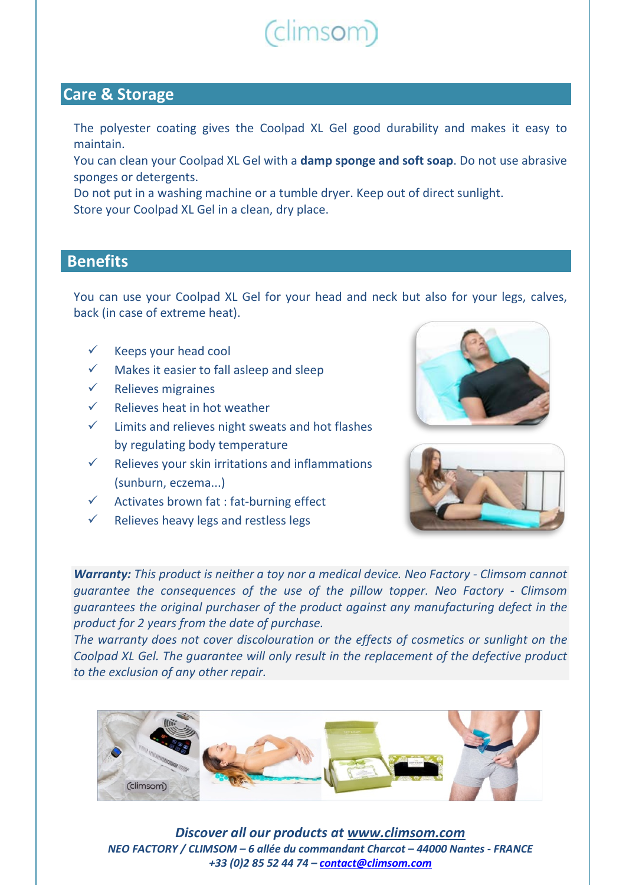# (climsom)

## Care & Storage

The polyester coating gives the Coolpad XL Gel good durability and makes it easy to maintain.
You can clean your Coolpad XL Gel with a **damp sponge and soft soap**. Do not use abrasive sponges or detergents.
Do not put in a washing machine or a tumble dryer. Keep out of direct sunlight.
Store your Coolpad XL Gel in a clean, dry place.

## Benefits

You can use your Coolpad XL Gel for your head and neck but also for your legs, calves, back (in case of extreme heat).

- ✓ Keeps your head cool
- ✓ Makes it easier to fall asleep and sleep
- ✓ Relieves migraines
- ✓ Relieves heat in hot weather
- ✓ Limits and relieves night sweats and hot flashes by regulating body temperature
- ✓ Relieves your skin irritations and inflammations (sunburn, eczema...)
- ✓ Activates brown fat : fat-burning effect
- ✓ Relieves heavy legs and restless legs

***Warranty:*** *This product is neither a toy nor a medical device. Neo Factory - Climsom cannot guarantee the consequences of the use of the pillow topper. Neo Factory - Climsom guarantees the original purchaser of the product against any manufacturing defect in the product for 2 years from the date of purchase.*
*The warranty does not cover discolouration or the effects of cosmetics or sunlight on the Coolpad XL Gel. The guarantee will only result in the replacement of the defective product to the exclusion of any other repair.*

***Discover all our products at [www.climsom.com](http://www.climsom.com)***
***NEO FACTORY / CLIMSOM – 6 allée du commandant Charcot – 44000 Nantes - FRANCE***
***+33 (0)2 85 52 44 74 – [contact@climsom.com](mailto:contact@climsom.com)***